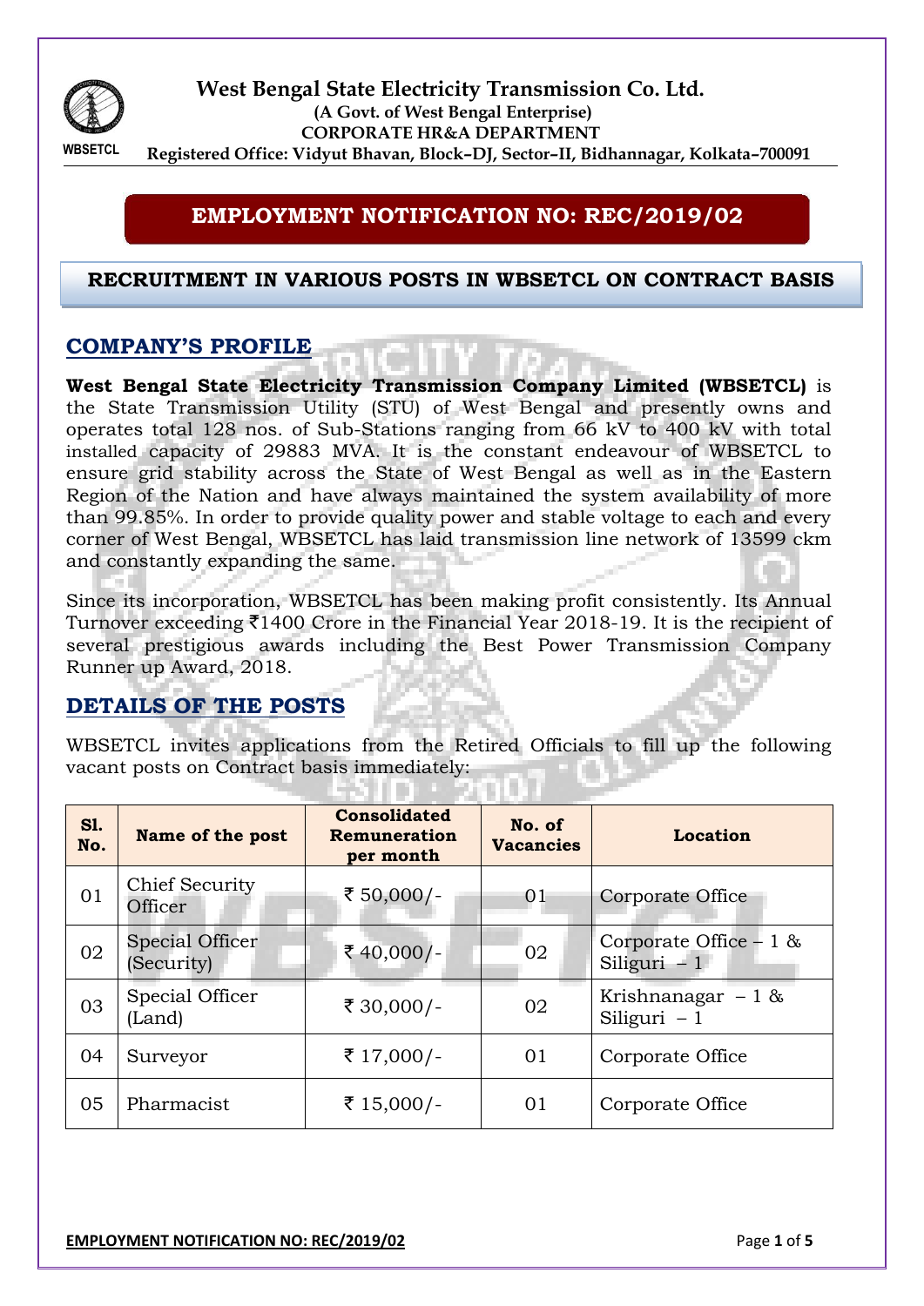# West Bengal State Electricity Transmission Co. Ltd.

**(A Govt. of West Bengal Enterprise)**

**CORPORATE HR&A DEPARTMENT**

**Registered Office: Vidyut Bhavan, Block–DJ, Sector–II, Bidhannagar, Kolkata–700091**

## EMPLOYMENT NOTIFICATION NO: REC/2019/02

### RECRUITMENT IN VARIOUS POSTS IN WBSETCL ON CONTRACT BASIS

## COMPANY'S PROFILE

**West Bengal State Electricity Transmission Company Limited (WBSETCL)** is the State Transmission Utility (STU) of West Bengal and presently owns and operates total 128 nos. of Sub-Stations ranging from 66 kV to 400 kV with total installed capacity of 29883 MVA. It is the constant endeavour of WBSETCL to ensure grid stability across the State of West Bengal as well as in the Eastern Region of the Nation and have always maintained the system availability of more than 99.85%. In order to provide quality power and stable voltage to each and every corner of West Bengal, WBSETCL has laid transmission line network of 13599 ckm and constantly expanding the same.

Since its incorporation, WBSETCL has been making profit consistently. Its Annual Turnover exceeding ₹1400 Crore in the Financial Year 2018-19. It is the recipient of several prestigious awards including the Best Power Transmission Company Runner up Award, 2018.

## DETAILS OF THE POSTS

WBSETCL invites applications from the Retired Officials to fill up the following vacant posts on Contract basis immediately:

| Sl. No. | Name of the post | Consolidated Remuneration per month | No. of Vacancies | Location |
|---|---|---|---|---|
| 01 | Chief Security Officer | ₹ 50,000/- | 01 | Corporate Office |
| 02 | Special Officer (Security) | ₹ 40,000/- | 02 | Corporate Office – 1 & Siliguri – 1 |
| 03 | Special Officer (Land) | ₹ 30,000/- | 02 | Krishnanagar – 1 & Siliguri – 1 |
| 04 | Surveyor | ₹ 17,000/- | 01 | Corporate Office |
| 05 | Pharmacist | ₹ 15,000/- | 01 | Corporate Office |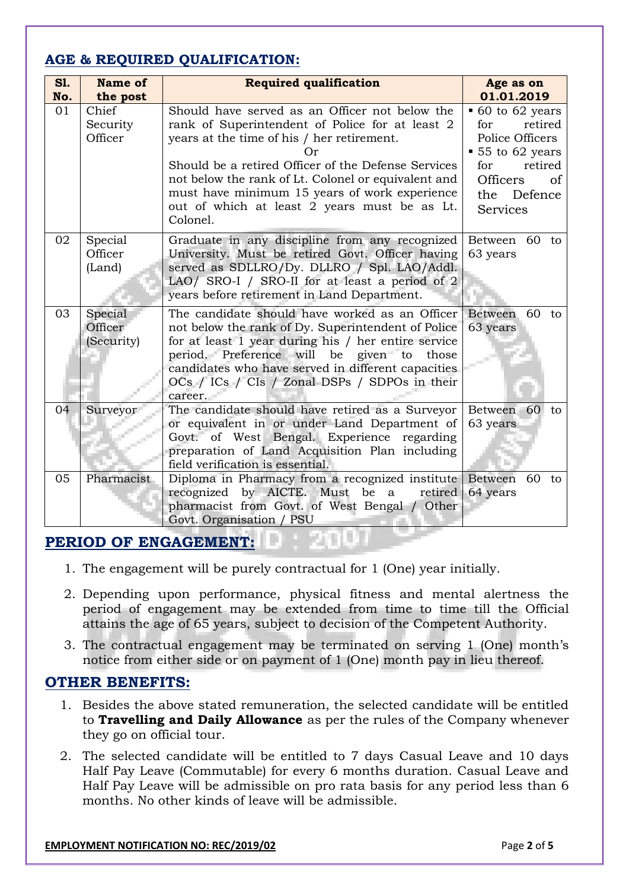## AGE & REQUIRED QUALIFICATION:

| Sl. No. | Name of the post | Required qualification | Age as on 01.01.2019 |
|---|---|---|---|
| 01 | Chief Security Officer | Should have served as an Officer not below the rank of Superintendent of Police for at least 2 years at the time of his / her retirement.<br>Or<br>Should be a retired Officer of the Defense Services not below the rank of Lt. Colonel or equivalent and must have minimum 15 years of work experience out of which at least 2 years must be as Lt. Colonel. | ▪ 60 to 62 years for retired Police Officers<br>▪ 55 to 62 years for retired Officers of the Defence Services |
| 02 | Special Officer (Land) | Graduate in any discipline from any recognized University. Must be retired Govt. Officer having served as SDLLRO/Dy. DLLRO / Spl. LAO/Addl. LAO/ SRO-I / SRO-II for at least a period of 2 years before retirement in Land Department. | Between 60 to 63 years |
| 03 | Special Officer (Security) | The candidate should have worked as an Officer not below the rank of Dy. Superintendent of Police for at least 1 year during his / her entire service period. Preference will be given to those candidates who have served in different capacities OCs / ICs / CIs / Zonal DSPs / SDPOs in their career. | Between 60 to 63 years |
| 04 | Surveyor | The candidate should have retired as a Surveyor or equivalent in or under Land Department of Govt. of West Bengal. Experience regarding preparation of Land Acquisition Plan including field verification is essential. | Between 60 to 63 years |
| 05 | Pharmacist | Diploma in Pharmacy from a recognized institute recognized by AICTE. Must be a retired pharmacist from Govt. of West Bengal / Other Govt. Organisation / PSU | Between 60 to 64 years |

## PERIOD OF ENGAGEMENT:

1. The engagement will be purely contractual for 1 (One) year initially.
2. Depending upon performance, physical fitness and mental alertness the period of engagement may be extended from time to time till the Official attains the age of 65 years, subject to decision of the Competent Authority.
3. The contractual engagement may be terminated on serving 1 (One) month's notice from either side or on payment of 1 (One) month pay in lieu thereof.

## OTHER BENEFITS:

1. Besides the above stated remuneration, the selected candidate will be entitled to **Travelling and Daily Allowance** as per the rules of the Company whenever they go on official tour.
2. The selected candidate will be entitled to 7 days Casual Leave and 10 days Half Pay Leave (Commutable) for every 6 months duration. Casual Leave and Half Pay Leave will be admissible on pro rata basis for any period less than 6 months. No other kinds of leave will be admissible.

**EMPLOYMENT NOTIFICATION NO: REC/2019/02**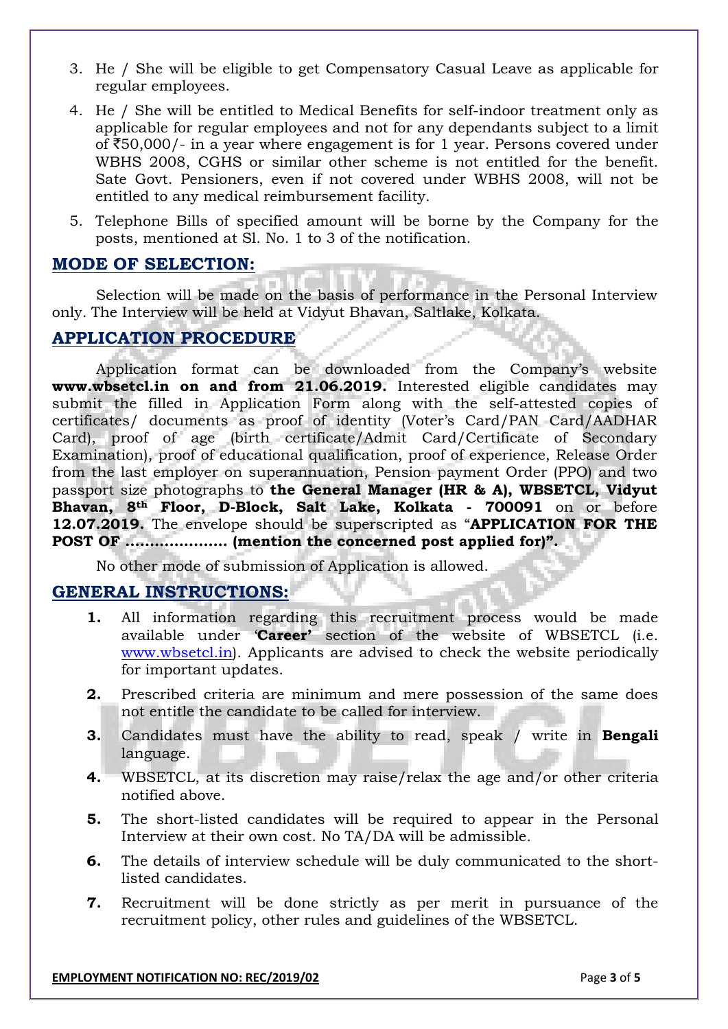3. He / She will be eligible to get Compensatory Casual Leave as applicable for regular employees.

4. He / She will be entitled to Medical Benefits for self-indoor treatment only as applicable for regular employees and not for any dependants subject to a limit of ₹50,000/- in a year where engagement is for 1 year. Persons covered under WBHS 2008, CGHS or similar other scheme is not entitled for the benefit. Sate Govt. Pensioners, even if not covered under WBHS 2008, will not be entitled to any medical reimbursement facility.

5. Telephone Bills of specified amount will be borne by the Company for the posts, mentioned at Sl. No. 1 to 3 of the notification.

## MODE OF SELECTION:

Selection will be made on the basis of performance in the Personal Interview only. The Interview will be held at Vidyut Bhavan, Saltlake, Kolkata.

## APPLICATION PROCEDURE

Application format can be downloaded from the Company's website **www.wbsetcl.in on and from 21.06.2019.** Interested eligible candidates may submit the filled in Application Form along with the self-attested copies of certificates/ documents as proof of identity (Voter's Card/PAN Card/AADHAR Card), proof of age (birth certificate/Admit Card/Certificate of Secondary Examination), proof of educational qualification, proof of experience, Release Order from the last employer on superannuation, Pension payment Order (PPO) and two passport size photographs to **the General Manager (HR & A), WBSETCL, Vidyut Bhavan, 8th Floor, D-Block, Salt Lake, Kolkata - 700091** on or before **12.07.2019.** The envelope should be superscripted as "**APPLICATION FOR THE POST OF ………………… (mention the concerned post applied for)".**

No other mode of submission of Application is allowed.

## GENERAL INSTRUCTIONS:

1. All information regarding this recruitment process would be made available under '**Career'** section of the website of WBSETCL (i.e. www.wbsetcl.in). Applicants are advised to check the website periodically for important updates.

2. Prescribed criteria are minimum and mere possession of the same does not entitle the candidate to be called for interview.

3. Candidates must have the ability to read, speak / write in **Bengali** language.

4. WBSETCL, at its discretion may raise/relax the age and/or other criteria notified above.

5. The short-listed candidates will be required to appear in the Personal Interview at their own cost. No TA/DA will be admissible.

6. The details of interview schedule will be duly communicated to the short-listed candidates.

7. Recruitment will be done strictly as per merit in pursuance of the recruitment policy, other rules and guidelines of the WBSETCL.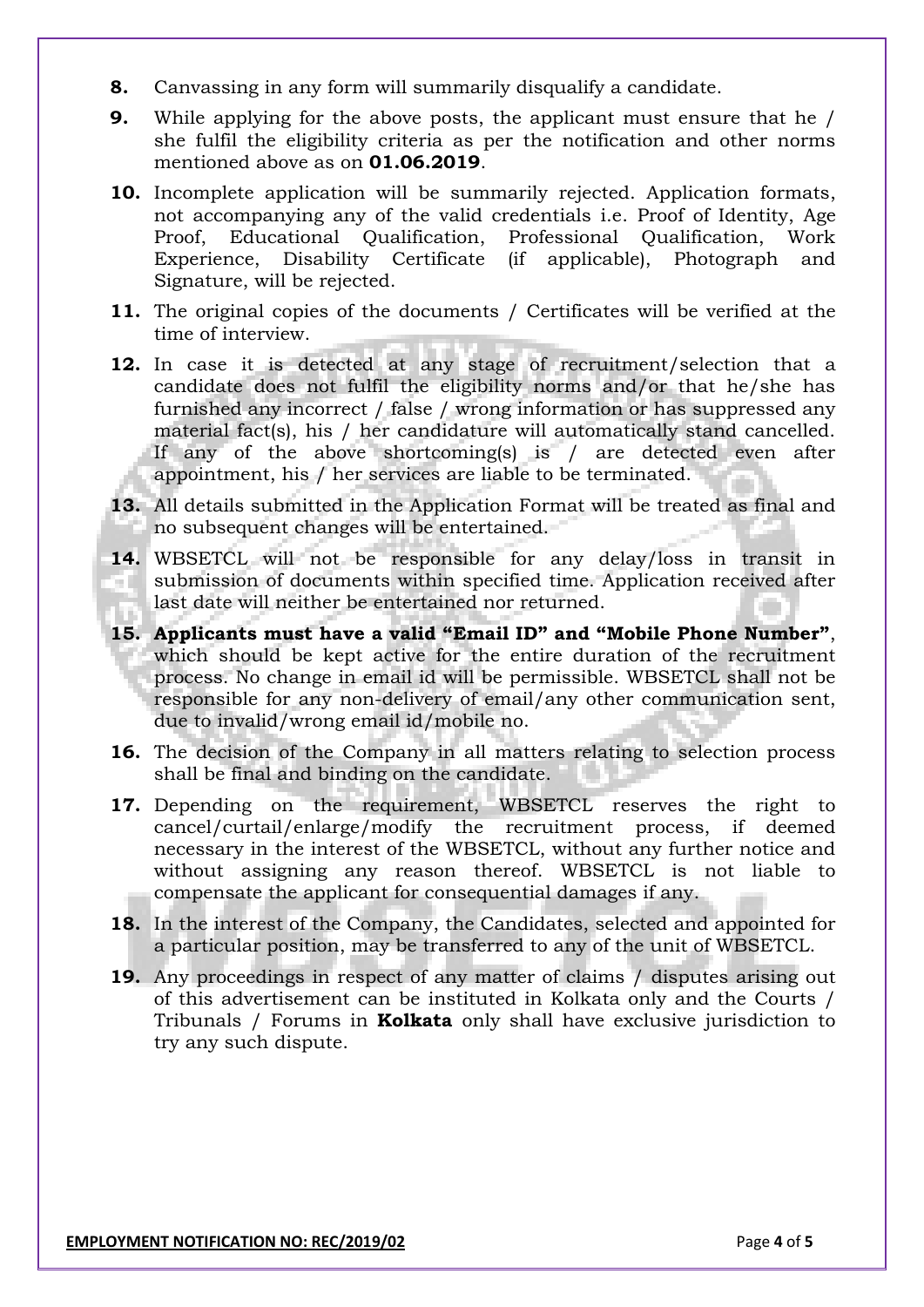8. Canvassing in any form will summarily disqualify a candidate.

9. While applying for the above posts, the applicant must ensure that he / she fulfil the eligibility criteria as per the notification and other norms mentioned above as on **01.06.2019**.

10. Incomplete application will be summarily rejected. Application formats, not accompanying any of the valid credentials i.e. Proof of Identity, Age Proof, Educational Qualification, Professional Qualification, Work Experience, Disability Certificate (if applicable), Photograph and Signature, will be rejected.

11. The original copies of the documents / Certificates will be verified at the time of interview.

12. In case it is detected at any stage of recruitment/selection that a candidate does not fulfil the eligibility norms and/or that he/she has furnished any incorrect / false / wrong information or has suppressed any material fact(s), his / her candidature will automatically stand cancelled. If any of the above shortcoming(s) is / are detected even after appointment, his / her services are liable to be terminated.

13. All details submitted in the Application Format will be treated as final and no subsequent changes will be entertained.

14. WBSETCL will not be responsible for any delay/loss in transit in submission of documents within specified time. Application received after last date will neither be entertained nor returned.

15. **Applicants must have a valid "Email ID" and "Mobile Phone Number"**, which should be kept active for the entire duration of the recruitment process. No change in email id will be permissible. WBSETCL shall not be responsible for any non-delivery of email/any other communication sent, due to invalid/wrong email id/mobile no.

16. The decision of the Company in all matters relating to selection process shall be final and binding on the candidate.

17. Depending on the requirement, WBSETCL reserves the right to cancel/curtail/enlarge/modify the recruitment process, if deemed necessary in the interest of the WBSETCL, without any further notice and without assigning any reason thereof. WBSETCL is not liable to compensate the applicant for consequential damages if any.

18. In the interest of the Company, the Candidates, selected and appointed for a particular position, may be transferred to any of the unit of WBSETCL.

19. Any proceedings in respect of any matter of claims / disputes arising out of this advertisement can be instituted in Kolkata only and the Courts / Tribunals / Forums in **Kolkata** only shall have exclusive jurisdiction to try any such dispute.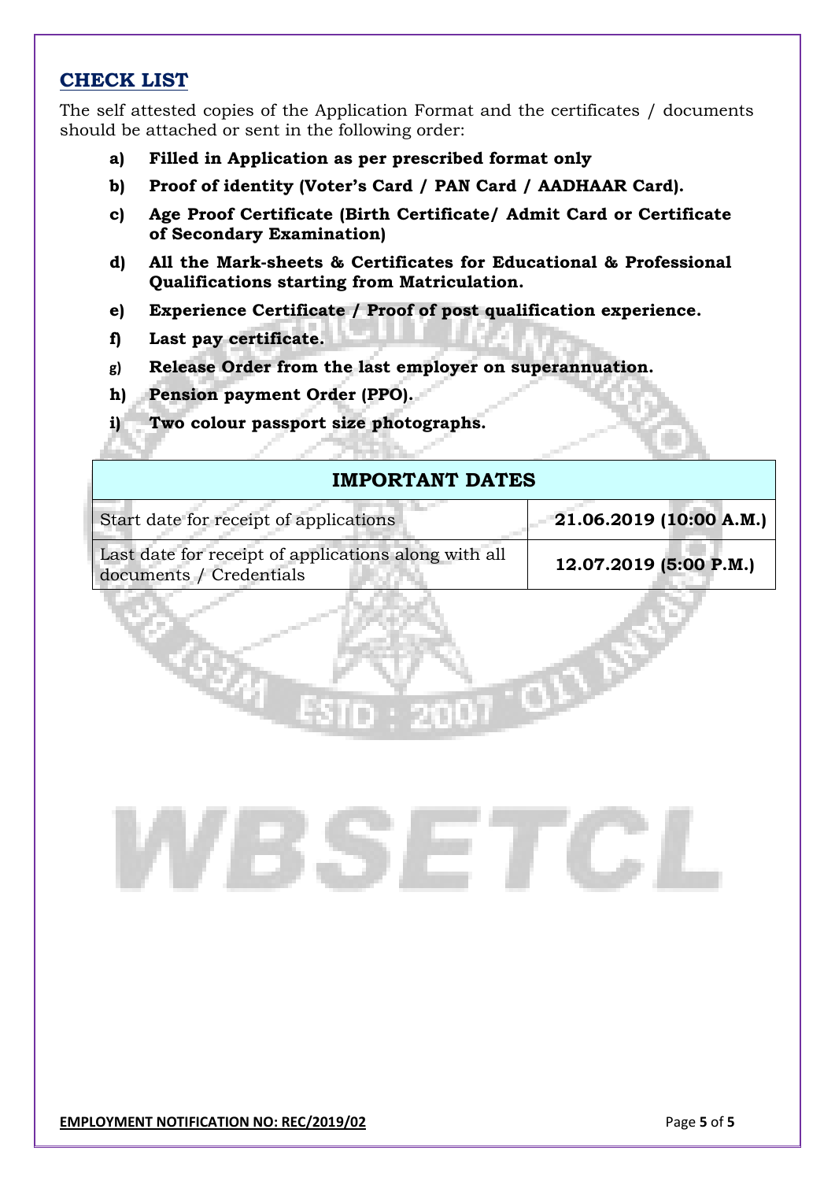## CHECK LIST

The self attested copies of the Application Format and the certificates / documents should be attached or sent in the following order:

- **a) Filled in Application as per prescribed format only**
- **b) Proof of identity (Voter's Card / PAN Card / AADHAAR Card).**
- **c) Age Proof Certificate (Birth Certificate/ Admit Card or Certificate of Secondary Examination)**
- **d) All the Mark-sheets & Certificates for Educational & Professional Qualifications starting from Matriculation.**
- **e) Experience Certificate / Proof of post qualification experience.**
- **f) Last pay certificate.**
- **g) Release Order from the last employer on superannuation.**
- **h) Pension payment Order (PPO).**
- **i) Two colour passport size photographs.**

| IMPORTANT DATES | |
|---|---|
| Start date for receipt of applications | **21.06.2019 (10:00 A.M.)** |
| Last date for receipt of applications along with all documents / Credentials | **12.07.2019 (5:00 P.M.)** |

**EMPLOYMENT NOTIFICATION NO: REC/2019/02**